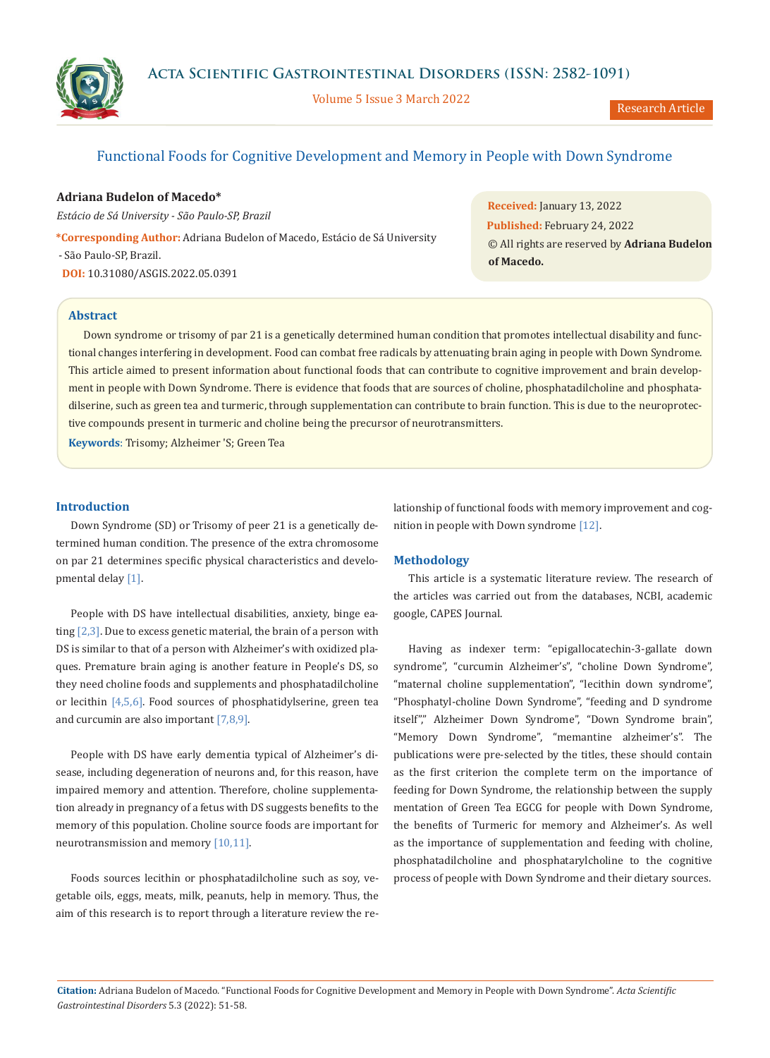# Functional Foods for Cognitive Development and Memory in People with Down Syndrome

**Adriana Budelon of Macedo***

*Estácio de Sá University - São Paulo-SP, Brazil*

***Corresponding Author:** Adriana Budelon of Macedo, Estácio de Sá University - São Paulo-SP, Brazil.

**DOI:** 10.31080/ASGIS.2022.05.0391

**Received:** January 13, 2022
**Published:** February 24, 2022
© All rights are reserved by **Adriana Budelon of Macedo.**

## Abstract

Down syndrome or trisomy of par 21 is a genetically determined human condition that promotes intellectual disability and functional changes interfering in development. Food can combat free radicals by attenuating brain aging in people with Down Syndrome. This article aimed to present information about functional foods that can contribute to cognitive improvement and brain development in people with Down Syndrome. There is evidence that foods that are sources of choline, phosphatadilcholine and phosphatadilserine, such as green tea and turmeric, through supplementation can contribute to brain function. This is due to the neuroprotective compounds present in turmeric and choline being the precursor of neurotransmitters.

**Keywords**: Trisomy; Alzheimer 'S; Green Tea

## Introduction

Down Syndrome (SD) or Trisomy of peer 21 is a genetically determined human condition. The presence of the extra chromosome on par 21 determines specific physical characteristics and developmental delay [1].

People with DS have intellectual disabilities, anxiety, binge eating [2,3]. Due to excess genetic material, the brain of a person with DS is similar to that of a person with Alzheimer's with oxidized plaques. Premature brain aging is another feature in People's DS, so they need choline foods and supplements and phosphatadilcholine or lecithin [4,5,6]. Food sources of phosphatidylserine, green tea and curcumin are also important [7,8,9].

People with DS have early dementia typical of Alzheimer's disease, including degeneration of neurons and, for this reason, have impaired memory and attention. Therefore, choline supplementation already in pregnancy of a fetus with DS suggests benefits to the memory of this population. Choline source foods are important for neurotransmission and memory [10,11].

Foods sources lecithin or phosphatadilcholine such as soy, vegetable oils, eggs, meats, milk, peanuts, help in memory. Thus, the aim of this research is to report through a literature review the relationship of functional foods with memory improvement and cognition in people with Down syndrome [12].

## Methodology

This article is a systematic literature review. The research of the articles was carried out from the databases, NCBI, academic google, CAPES Journal.

Having as indexer term: "epigallocatechin-3-gallate down syndrome", "curcumin Alzheimer's", "choline Down Syndrome", "maternal choline supplementation", "lecithin down syndrome", "Phosphatyl-choline Down Syndrome", "feeding and D syndrome itself"," Alzheimer Down Syndrome", "Down Syndrome brain", "Memory Down Syndrome", "memantine alzheimer's". The publications were pre-selected by the titles, these should contain as the first criterion the complete term on the importance of feeding for Down Syndrome, the relationship between the supply mentation of Green Tea EGCG for people with Down Syndrome, the benefits of Turmeric for memory and Alzheimer's. As well as the importance of supplementation and feeding with choline, phosphatadilcholine and phosphatarylcholine to the cognitive process of people with Down Syndrome and their dietary sources.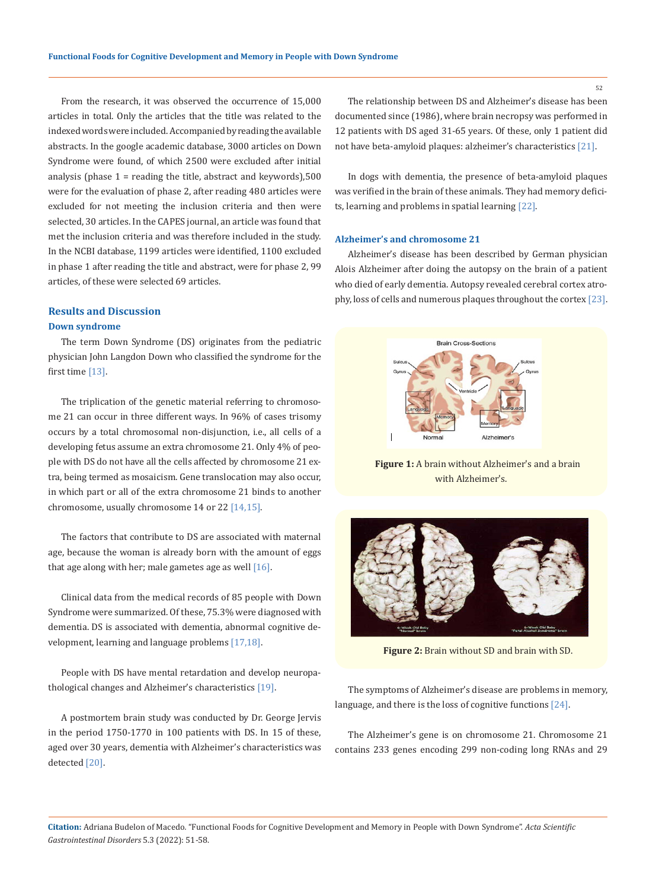From the research, it was observed the occurrence of 15,000 articles in total. Only the articles that the title was related to the indexed words were included. Accompanied by reading the available abstracts. In the google academic database, 3000 articles on Down Syndrome were found, of which 2500 were excluded after initial analysis (phase 1 = reading the title, abstract and keywords),500 were for the evaluation of phase 2, after reading 480 articles were excluded for not meeting the inclusion criteria and then were selected, 30 articles. In the CAPES journal, an article was found that met the inclusion criteria and was therefore included in the study. In the NCBI database, 1199 articles were identified, 1100 excluded in phase 1 after reading the title and abstract, were for phase 2, 99 articles, of these were selected 69 articles.

## Results and Discussion

### Down syndrome

The term Down Syndrome (DS) originates from the pediatric physician John Langdon Down who classified the syndrome for the first time [13].

The triplication of the genetic material referring to chromosome 21 can occur in three different ways. In 96% of cases trisomy occurs by a total chromosomal non-disjunction, i.e., all cells of a developing fetus assume an extra chromosome 21. Only 4% of people with DS do not have all the cells affected by chromosome 21 extra, being termed as mosaicism. Gene translocation may also occur, in which part or all of the extra chromosome 21 binds to another chromosome, usually chromosome 14 or 22 [14,15].

The factors that contribute to DS are associated with maternal age, because the woman is already born with the amount of eggs that age along with her; male gametes age as well [16].

Clinical data from the medical records of 85 people with Down Syndrome were summarized. Of these, 75.3% were diagnosed with dementia. DS is associated with dementia, abnormal cognitive development, learning and language problems [17,18].

People with DS have mental retardation and develop neuropathological changes and Alzheimer's characteristics [19].

A postmortem brain study was conducted by Dr. George Jervis in the period 1750-1770 in 100 patients with DS. In 15 of these, aged over 30 years, dementia with Alzheimer's characteristics was detected [20].

The relationship between DS and Alzheimer's disease has been documented since (1986), where brain necropsy was performed in 12 patients with DS aged 31-65 years. Of these, only 1 patient did not have beta-amyloid plaques: alzheimer's characteristics [21].

In dogs with dementia, the presence of beta-amyloid plaques was verified in the brain of these animals. They had memory deficits, learning and problems in spatial learning [22].

### Alzheimer's and chromosome 21

Alzheimer's disease has been described by German physician Alois Alzheimer after doing the autopsy on the brain of a patient who died of early dementia. Autopsy revealed cerebral cortex atrophy, loss of cells and numerous plaques throughout the cortex [23].

**Figure 1:** A brain without Alzheimer's and a brain with Alzheimer's.

**Figure 2:** Brain without SD and brain with SD.

The symptoms of Alzheimer's disease are problems in memory, language, and there is the loss of cognitive functions [24].

The Alzheimer's gene is on chromosome 21. Chromosome 21 contains 233 genes encoding 299 non-coding long RNAs and 29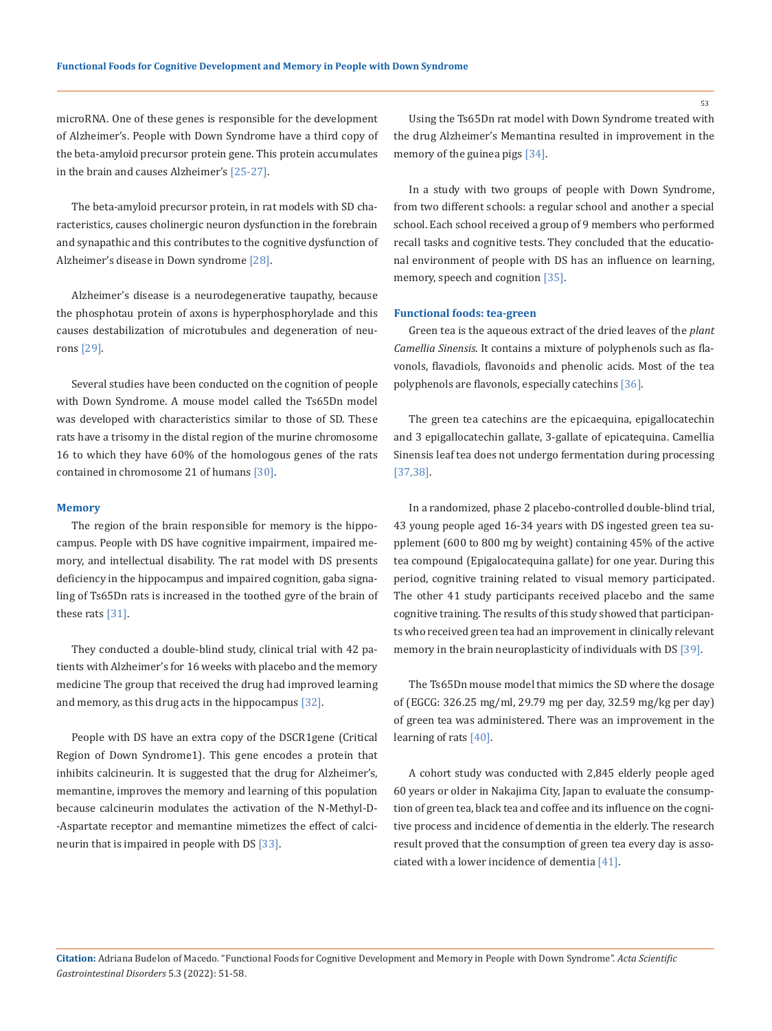microRNA. One of these genes is responsible for the development of Alzheimer's. People with Down Syndrome have a third copy of the beta-amyloid precursor protein gene. This protein accumulates in the brain and causes Alzheimer's [25-27].

The beta-amyloid precursor protein, in rat models with SD characteristics, causes cholinergic neuron dysfunction in the forebrain and synapathic and this contributes to the cognitive dysfunction of Alzheimer's disease in Down syndrome [28].

Alzheimer's disease is a neurodegenerative taupathy, because the phosphotau protein of axons is hyperphosphorylade and this causes destabilization of microtubules and degeneration of neurons [29].

Several studies have been conducted on the cognition of people with Down Syndrome. A mouse model called the Ts65Dn model was developed with characteristics similar to those of SD. These rats have a trisomy in the distal region of the murine chromosome 16 to which they have 60% of the homologous genes of the rats contained in chromosome 21 of humans [30].

### Memory

The region of the brain responsible for memory is the hippocampus. People with DS have cognitive impairment, impaired memory, and intellectual disability. The rat model with DS presents deficiency in the hippocampus and impaired cognition, gaba signaling of Ts65Dn rats is increased in the toothed gyre of the brain of these rats [31].

They conducted a double-blind study, clinical trial with 42 patients with Alzheimer's for 16 weeks with placebo and the memory medicine The group that received the drug had improved learning and memory, as this drug acts in the hippocampus [32].

People with DS have an extra copy of the DSCR1gene (Critical Region of Down Syndrome1). This gene encodes a protein that inhibits calcineurin. It is suggested that the drug for Alzheimer's, memantine, improves the memory and learning of this population because calcineurin modulates the activation of the N-Methyl-D--Aspartate receptor and memantine mimetizes the effect of calcineurin that is impaired in people with DS [33].

Using the Ts65Dn rat model with Down Syndrome treated with the drug Alzheimer's Memantina resulted in improvement in the memory of the guinea pigs [34].

In a study with two groups of people with Down Syndrome, from two different schools: a regular school and another a special school. Each school received a group of 9 members who performed recall tasks and cognitive tests. They concluded that the educational environment of people with DS has an influence on learning, memory, speech and cognition [35].

### Functional foods: tea-green

Green tea is the aqueous extract of the dried leaves of the *plant Camellia Sinensis*. It contains a mixture of polyphenols such as flavonols, flavadiols, flavonoids and phenolic acids. Most of the tea polyphenols are flavonols, especially catechins [36].

The green tea catechins are the epicaequina, epigallocatechin and 3 epigallocatechin gallate, 3-gallate of epicatequina. Camellia Sinensis leaf tea does not undergo fermentation during processing [37,38].

In a randomized, phase 2 placebo-controlled double-blind trial, 43 young people aged 16-34 years with DS ingested green tea supplement (600 to 800 mg by weight) containing 45% of the active tea compound (Epigalocatequina gallate) for one year. During this period, cognitive training related to visual memory participated. The other 41 study participants received placebo and the same cognitive training. The results of this study showed that participants who received green tea had an improvement in clinically relevant memory in the brain neuroplasticity of individuals with DS [39].

The Ts65Dn mouse model that mimics the SD where the dosage of (EGCG: 326.25 mg/ml, 29.79 mg per day, 32.59 mg/kg per day) of green tea was administered. There was an improvement in the learning of rats [40].

A cohort study was conducted with 2,845 elderly people aged 60 years or older in Nakajima City, Japan to evaluate the consumption of green tea, black tea and coffee and its influence on the cognitive process and incidence of dementia in the elderly. The research result proved that the consumption of green tea every day is associated with a lower incidence of dementia [41].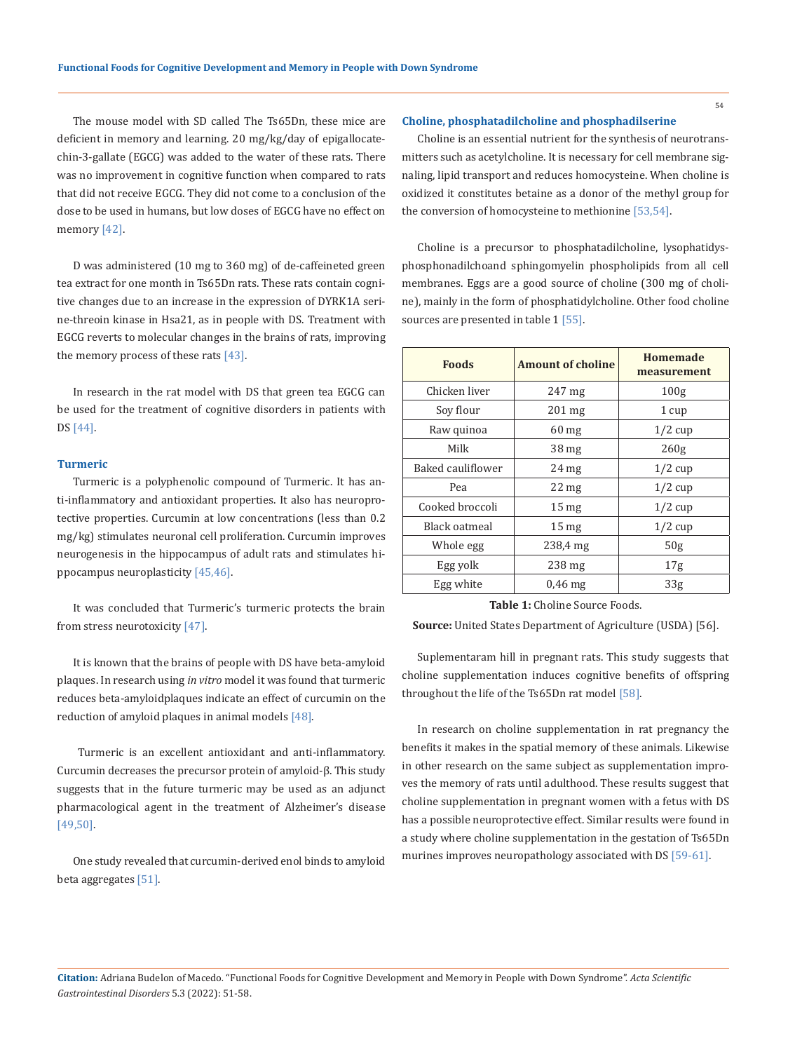The mouse model with SD called The Ts65Dn, these mice are deficient in memory and learning. 20 mg/kg/day of epigallocatechin-3-gallate (EGCG) was added to the water of these rats. There was no improvement in cognitive function when compared to rats that did not receive EGCG. They did not come to a conclusion of the dose to be used in humans, but low doses of EGCG have no effect on memory [42].

D was administered (10 mg to 360 mg) of de-caffeineted green tea extract for one month in Ts65Dn rats. These rats contain cognitive changes due to an increase in the expression of DYRK1A serine-threoin kinase in Hsa21, as in people with DS. Treatment with EGCG reverts to molecular changes in the brains of rats, improving the memory process of these rats [43].

In research in the rat model with DS that green tea EGCG can be used for the treatment of cognitive disorders in patients with DS [44].

## Turmeric

Turmeric is a polyphenolic compound of Turmeric. It has anti-inflammatory and antioxidant properties. It also has neuroprotective properties. Curcumin at low concentrations (less than 0.2 mg/kg) stimulates neuronal cell proliferation. Curcumin improves neurogenesis in the hippocampus of adult rats and stimulates hippocampus neuroplasticity [45,46].

It was concluded that Turmeric's turmeric protects the brain from stress neurotoxicity [47].

It is known that the brains of people with DS have beta-amyloid plaques. In research using *in vitro* model it was found that turmeric reduces beta-amyloidplaques indicate an effect of curcumin on the reduction of amyloid plaques in animal models [48].

Turmeric is an excellent antioxidant and anti-inflammatory. Curcumin decreases the precursor protein of amyloid-β. This study suggests that in the future turmeric may be used as an adjunct pharmacological agent in the treatment of Alzheimer's disease [49,50].

One study revealed that curcumin-derived enol binds to amyloid beta aggregates [51].

## Choline, phosphatadilcholine and phosphadilserine

Choline is an essential nutrient for the synthesis of neurotransmitters such as acetylcholine. It is necessary for cell membrane signaling, lipid transport and reduces homocysteine. When choline is oxidized it constitutes betaine as a donor of the methyl group for the conversion of homocysteine to methionine [53,54].

Choline is a precursor to phosphatadilcholine, lysophatidysphosphonadilchoand sphingomyelin phospholipids from all cell membranes. Eggs are a good source of choline (300 mg of choline), mainly in the form of phosphatidylcholine. Other food choline sources are presented in table 1 [55].

| Foods | Amount of choline | Homemade measurement |
|---|---|---|
| Chicken liver | 247 mg | 100g |
| Soy flour | 201 mg | 1 cup |
| Raw quinoa | 60 mg | 1/2 cup |
| Milk | 38 mg | 260g |
| Baked cauliflower | 24 mg | 1/2 cup |
| Pea | 22 mg | 1/2 cup |
| Cooked broccoli | 15 mg | 1/2 cup |
| Black oatmeal | 15 mg | 1/2 cup |
| Whole egg | 238,4 mg | 50g |
| Egg yolk | 238 mg | 17g |
| Egg white | 0,46 mg | 33g |

**Table 1:** Choline Source Foods.

**Source:** United States Department of Agriculture (USDA) [56].

Suplementaram hill in pregnant rats. This study suggests that choline supplementation induces cognitive benefits of offspring throughout the life of the Ts65Dn rat model [58].

In research on choline supplementation in rat pregnancy the benefits it makes in the spatial memory of these animals. Likewise in other research on the same subject as supplementation improves the memory of rats until adulthood. These results suggest that choline supplementation in pregnant women with a fetus with DS has a possible neuroprotective effect. Similar results were found in a study where choline supplementation in the gestation of Ts65Dn murines improves neuropathology associated with DS [59-61].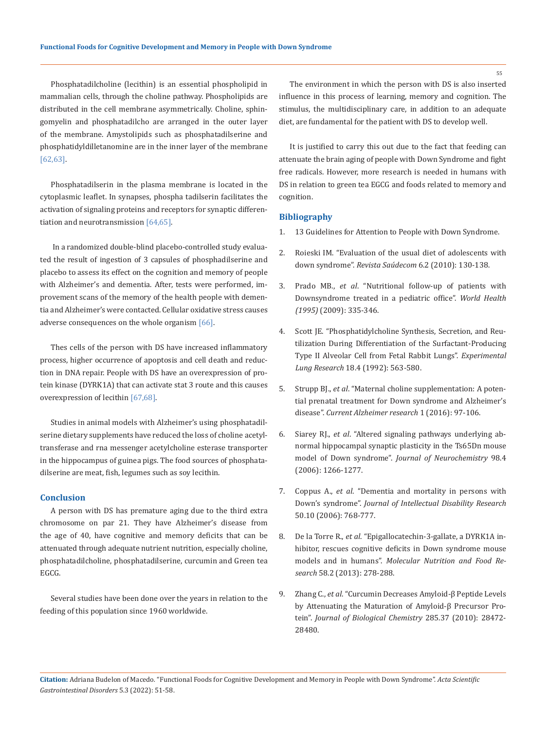Phosphatadilcholine (lecithin) is an essential phospholipid in mammalian cells, through the choline pathway. Phospholipids are distributed in the cell membrane asymmetrically. Choline, sphingomyelin and phosphatadilcho are arranged in the outer layer of the membrane. Amystolipids such as phosphatadilserine and phosphatidyldilletanomine are in the inner layer of the membrane [62,63].

Phosphatadilserin in the plasma membrane is located in the cytoplasmic leaflet. In synapses, phospha tadilserin facilitates the activation of signaling proteins and receptors for synaptic differentiation and neurotransmission [64,65].

In a randomized double-blind placebo-controlled study evaluated the result of ingestion of 3 capsules of phosphadilserine and placebo to assess its effect on the cognition and memory of people with Alzheimer's and dementia. After, tests were performed, improvement scans of the memory of the health people with dementia and Alzheimer's were contacted. Cellular oxidative stress causes adverse consequences on the whole organism [66].

Thes cells of the person with DS have increased inflammatory process, higher occurrence of apoptosis and cell death and reduction in DNA repair. People with DS have an overexpression of protein kinase (DYRK1A) that can activate stat 3 route and this causes overexpression of lecithin [67,68].

Studies in animal models with Alzheimer's using phosphatadilserine dietary supplements have reduced the loss of choline acetyltransferase and rna messenger acetylcholine esterase transporter in the hippocampus of guinea pigs. The food sources of phosphatadilserine are meat, fish, legumes such as soy lecithin.

## Conclusion

A person with DS has premature aging due to the third extra chromosome on par 21. They have Alzheimer's disease from the age of 40, have cognitive and memory deficits that can be attenuated through adequate nutrient nutrition, especially choline, phosphatadilcholine, phosphatadilserine, curcumin and Green tea EGCG.

Several studies have been done over the years in relation to the feeding of this population since 1960 worldwide.

The environment in which the person with DS is also inserted influence in this process of learning, memory and cognition. The stimulus, the multidisciplinary care, in addition to an adequate diet, are fundamental for the patient with DS to develop well.

It is justified to carry this out due to the fact that feeding can attenuate the brain aging of people with Down Syndrome and fight free radicals. However, more research is needed in humans with DS in relation to green tea EGCG and foods related to memory and cognition.

## Bibliography

1. 13 Guidelines for Attention to People with Down Syndrome.
2. Roieski IM. "Evaluation of the usual diet of adolescents with down syndrome". *Revista Saúdecom* 6.2 (2010): 130-138.
3. Prado MB., *et al*. "Nutritional follow-up of patients with Downsyndrome treated in a pediatric office". *World Health (1995)* (2009): 335-346.
4. Scott JE. "Phosphatidylcholine Synthesis, Secretion, and Reutilization During Differentiation of the Surfactant-Producing Type II Alveolar Cell from Fetal Rabbit Lungs". *Experimental Lung Research* 18.4 (1992): 563-580.
5. Strupp BJ., *et al*. "Maternal choline supplementation: A potential prenatal treatment for Down syndrome and Alzheimer's disease". *Current Alzheimer research* 1 (2016): 97-106.
6. Siarey RJ., *et al*. "Altered signaling pathways underlying abnormal hippocampal synaptic plasticity in the Ts65Dn mouse model of Down syndrome". *Journal of Neurochemistry* 98.4 (2006): 1266-1277.
7. Coppus A., *et al*. "Dementia and mortality in persons with Down's syndrome". *Journal of Intellectual Disability Research* 50.10 (2006): 768-777.
8. De la Torre R., *et al*. "Epigallocatechin-3-gallate, a DYRK1A inhibitor, rescues cognitive deficits in Down syndrome mouse models and in humans". *Molecular Nutrition and Food Research* 58.2 (2013): 278-288.
9. Zhang C., *et al*. "Curcumin Decreases Amyloid-β Peptide Levels by Attenuating the Maturation of Amyloid-β Precursor Protein". *Journal of Biological Chemistry* 285.37 (2010): 28472-28480.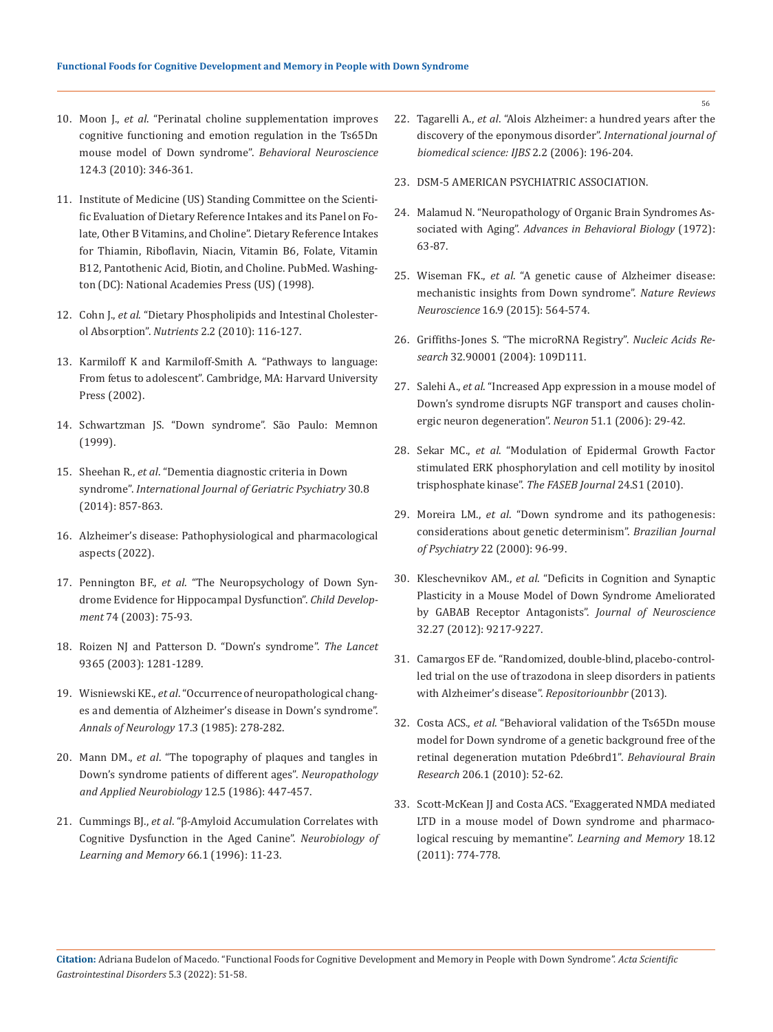10. Moon J., *et al*. "Perinatal choline supplementation improves cognitive functioning and emotion regulation in the Ts65Dn mouse model of Down syndrome". *Behavioral Neuroscience* 124.3 (2010): 346-361.

11. Institute of Medicine (US) Standing Committee on the Scientific Evaluation of Dietary Reference Intakes and its Panel on Folate, Other B Vitamins, and Choline". Dietary Reference Intakes for Thiamin, Riboflavin, Niacin, Vitamin B6, Folate, Vitamin B12, Pantothenic Acid, Biotin, and Choline. PubMed. Washington (DC): National Academies Press (US) (1998).

12. Cohn J., *et al*. "Dietary Phospholipids and Intestinal Cholesterol Absorption". *Nutrients* 2.2 (2010): 116-127.

13. Karmiloff K and Karmiloff-Smith A. "Pathways to language: From fetus to adolescent". Cambridge, MA: Harvard University Press (2002).

14. Schwartzman JS. "Down syndrome". São Paulo: Memnon (1999).

15. Sheehan R., *et al*. "Dementia diagnostic criteria in Down syndrome". *International Journal of Geriatric Psychiatry* 30.8 (2014): 857-863.

16. Alzheimer's disease: Pathophysiological and pharmacological aspects (2022).

17. Pennington BF., *et al*. "The Neuropsychology of Down Syndrome Evidence for Hippocampal Dysfunction". *Child Development* 74 (2003): 75-93.

18. Roizen NJ and Patterson D. "Down's syndrome". *The Lancet* 9365 (2003): 1281-1289.

19. Wisniewski KE., *et al*. "Occurrence of neuropathological changes and dementia of Alzheimer's disease in Down's syndrome". *Annals of Neurology* 17.3 (1985): 278-282.

20. Mann DM., *et al*. "The topography of plaques and tangles in Down's syndrome patients of different ages". *Neuropathology and Applied Neurobiology* 12.5 (1986): 447-457.

21. Cummings BJ., *et al*. "β-Amyloid Accumulation Correlates with Cognitive Dysfunction in the Aged Canine". *Neurobiology of Learning and Memory* 66.1 (1996): 11-23.

22. Tagarelli A., *et al*. "Alois Alzheimer: a hundred years after the discovery of the eponymous disorder". *International journal of biomedical science: IJBS* 2.2 (2006): 196-204.

23. DSM-5 AMERICAN PSYCHIATRIC ASSOCIATION.

24. Malamud N. "Neuropathology of Organic Brain Syndromes Associated with Aging". *Advances in Behavioral Biology* (1972): 63-87.

25. Wiseman FK., *et al*. "A genetic cause of Alzheimer disease: mechanistic insights from Down syndrome". *Nature Reviews Neuroscience* 16.9 (2015): 564-574.

26. Griffiths-Jones S. "The microRNA Registry". *Nucleic Acids Research* 32.90001 (2004): 109D111.

27. Salehi A., *et al*. "Increased App expression in a mouse model of Down's syndrome disrupts NGF transport and causes cholinergic neuron degeneration". *Neuron* 51.1 (2006): 29-42.

28. Sekar MC., *et al*. "Modulation of Epidermal Growth Factor stimulated ERK phosphorylation and cell motility by inositol trisphosphate kinase". *The FASEB Journal* 24.S1 (2010).

29. Moreira LM., *et al*. "Down syndrome and its pathogenesis: considerations about genetic determinism". *Brazilian Journal of Psychiatry* 22 (2000): 96-99.

30. Kleschevnikov AM., *et al*. "Deficits in Cognition and Synaptic Plasticity in a Mouse Model of Down Syndrome Ameliorated by GABAB Receptor Antagonists". *Journal of Neuroscience* 32.27 (2012): 9217-9227.

31. Camargos EF de. "Randomized, double-blind, placebo-controlled trial on the use of trazodona in sleep disorders in patients with Alzheimer's disease". *Repositoriounbbr* (2013).

32. Costa ACS., *et al*. "Behavioral validation of the Ts65Dn mouse model for Down syndrome of a genetic background free of the retinal degeneration mutation Pde6brd1". *Behavioural Brain Research* 206.1 (2010): 52-62.

33. Scott-McKean JJ and Costa ACS. "Exaggerated NMDA mediated LTD in a mouse model of Down syndrome and pharmacological rescuing by memantine". *Learning and Memory* 18.12 (2011): 774-778.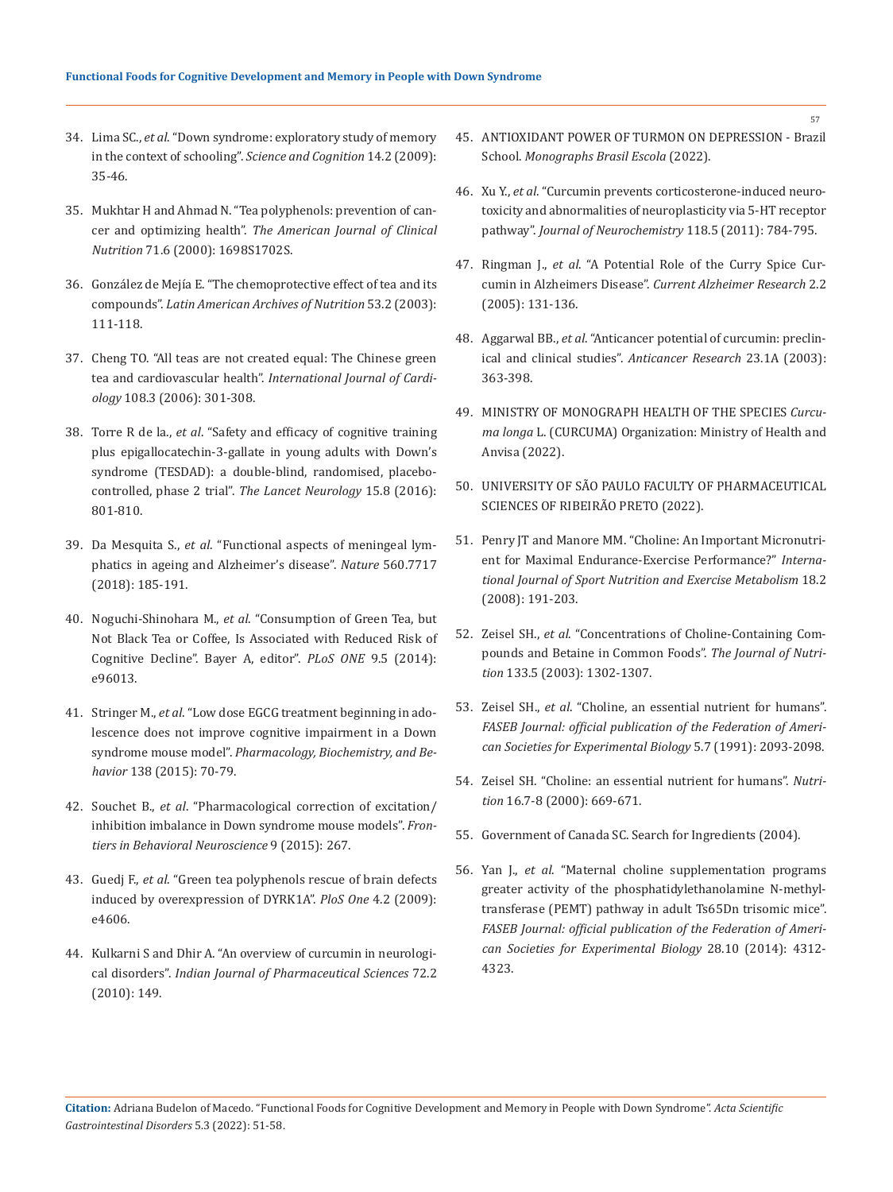34. Lima SC., *et al*. "Down syndrome: exploratory study of memory in the context of schooling". *Science and Cognition* 14.2 (2009): 35-46.
35. Mukhtar H and Ahmad N. "Tea polyphenols: prevention of cancer and optimizing health". *The American Journal of Clinical Nutrition* 71.6 (2000): 1698S1702S.
36. González de Mejía E. "The chemoprotective effect of tea and its compounds". *Latin American Archives of Nutrition* 53.2 (2003): 111-118.
37. Cheng TO. "All teas are not created equal: The Chinese green tea and cardiovascular health". *International Journal of Cardiology* 108.3 (2006): 301-308.
38. Torre R de la., *et al*. "Safety and efficacy of cognitive training plus epigallocatechin-3-gallate in young adults with Down's syndrome (TESDAD): a double-blind, randomised, placebo-controlled, phase 2 trial". *The Lancet Neurology* 15.8 (2016): 801-810.
39. Da Mesquita S., *et al*. "Functional aspects of meningeal lymphatics in ageing and Alzheimer's disease". *Nature* 560.7717 (2018): 185-191.
40. Noguchi-Shinohara M., *et al*. "Consumption of Green Tea, but Not Black Tea or Coffee, Is Associated with Reduced Risk of Cognitive Decline". Bayer A, editor". *PLoS ONE* 9.5 (2014): e96013.
41. Stringer M., *et al*. "Low dose EGCG treatment beginning in adolescence does not improve cognitive impairment in a Down syndrome mouse model". *Pharmacology, Biochemistry, and Behavior* 138 (2015): 70-79.
42. Souchet B., *et al*. "Pharmacological correction of excitation/inhibition imbalance in Down syndrome mouse models". *Frontiers in Behavioral Neuroscience* 9 (2015): 267.
43. Guedj F., *et al*. "Green tea polyphenols rescue of brain defects induced by overexpression of DYRK1A". *PloS One* 4.2 (2009): e4606.
44. Kulkarni S and Dhir A. "An overview of curcumin in neurological disorders". *Indian Journal of Pharmaceutical Sciences* 72.2 (2010): 149.
45. ANTIOXIDANT POWER OF TURMON ON DEPRESSION - Brazil School. *Monographs Brasil Escola* (2022).
46. Xu Y., *et al*. "Curcumin prevents corticosterone-induced neurotoxicity and abnormalities of neuroplasticity via 5-HT receptor pathway". *Journal of Neurochemistry* 118.5 (2011): 784-795.
47. Ringman J., *et al*. "A Potential Role of the Curry Spice Curcumin in Alzheimers Disease". *Current Alzheimer Research* 2.2 (2005): 131-136.
48. Aggarwal BB., *et al*. "Anticancer potential of curcumin: preclinical and clinical studies". *Anticancer Research* 23.1A (2003): 363-398.
49. MINISTRY OF MONOGRAPH HEALTH OF THE SPECIES *Curcuma longa* L. (CURCUMA) Organization: Ministry of Health and Anvisa (2022).
50. UNIVERSITY OF SÃO PAULO FACULTY OF PHARMACEUTICAL SCIENCES OF RIBEIRÃO PRETO (2022).
51. Penry JT and Manore MM. "Choline: An Important Micronutrient for Maximal Endurance-Exercise Performance?" *International Journal of Sport Nutrition and Exercise Metabolism* 18.2 (2008): 191-203.
52. Zeisel SH., *et al*. "Concentrations of Choline-Containing Compounds and Betaine in Common Foods". *The Journal of Nutrition* 133.5 (2003): 1302-1307.
53. Zeisel SH., *et al*. "Choline, an essential nutrient for humans". *FASEB Journal: official publication of the Federation of American Societies for Experimental Biology* 5.7 (1991): 2093-2098.
54. Zeisel SH. "Choline: an essential nutrient for humans". *Nutrition* 16.7-8 (2000): 669-671.
55. Government of Canada SC. Search for Ingredients (2004).
56. Yan J., *et al*. "Maternal choline supplementation programs greater activity of the phosphatidylethanolamine N-methyltransferase (PEMT) pathway in adult Ts65Dn trisomic mice". *FASEB Journal: official publication of the Federation of American Societies for Experimental Biology* 28.10 (2014): 4312-4323.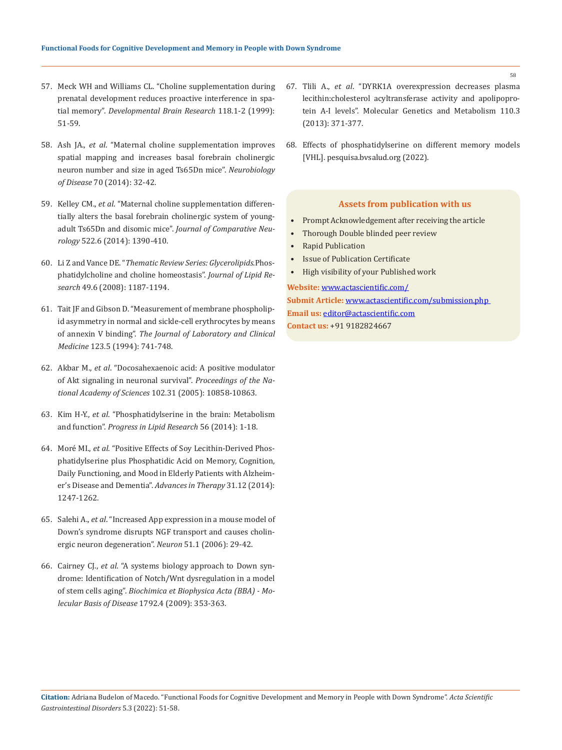57. Meck WH and Williams CL. "Choline supplementation during prenatal development reduces proactive interference in spatial memory". *Developmental Brain Research* 118.1-2 (1999): 51-59.

58. Ash JA., *et al*. "Maternal choline supplementation improves spatial mapping and increases basal forebrain cholinergic neuron number and size in aged Ts65Dn mice". *Neurobiology of Disease* 70 (2014): 32-42.

59. Kelley CM., *et al*. "Maternal choline supplementation differentially alters the basal forebrain cholinergic system of young-adult Ts65Dn and disomic mice". *Journal of Comparative Neurology* 522.6 (2014): 1390-410.

60. Li Z and Vance DE. "*Thematic Review Series: Glycerolipids.*Phosphatidylcholine and choline homeostasis". *Journal of Lipid Research* 49.6 (2008): 1187-1194.

61. Tait JF and Gibson D. "Measurement of membrane phospholipid asymmetry in normal and sickle-cell erythrocytes by means of annexin V binding". *The Journal of Laboratory and Clinical Medicine* 123.5 (1994): 741-748.

62. Akbar M., *et al*. "Docosahexaenoic acid: A positive modulator of Akt signaling in neuronal survival". *Proceedings of the National Academy of Sciences* 102.31 (2005): 10858-10863.

63. Kim H-Y., *et al*. "Phosphatidylserine in the brain: Metabolism and function". *Progress in Lipid Research* 56 (2014): 1-18.

64. Moré MI., *et al*. "Positive Effects of Soy Lecithin-Derived Phosphatidylserine plus Phosphatidic Acid on Memory, Cognition, Daily Functioning, and Mood in Elderly Patients with Alzheimer's Disease and Dementia". *Advances in Therapy* 31.12 (2014): 1247-1262.

65. Salehi A., *et al*. "Increased App expression in a mouse model of Down's syndrome disrupts NGF transport and causes cholinergic neuron degeneration". *Neuron* 51.1 (2006): 29-42.

66. Cairney CJ., *et al*. "A systems biology approach to Down syndrome: Identification of Notch/Wnt dysregulation in a model of stem cells aging". *Biochimica et Biophysica Acta (BBA) - Molecular Basis of Disease* 1792.4 (2009): 353-363.

67. Tlili A., *et al*. "DYRK1A overexpression decreases plasma lecithin:cholesterol acyltransferase activity and apolipoprotein A-I levels". Molecular Genetics and Metabolism 110.3 (2013): 371-377.

68. Effects of phosphatidylserine on different memory models [VHL]. pesquisa.bvsalud.org (2022).

**Assets from publication with us**

- Prompt Acknowledgement after receiving the article
- Thorough Double blinded peer review
- Rapid Publication
- Issue of Publication Certificate
- High visibility of your Published work

**Website:** www.actascientific.com/
**Submit Article:** www.actascientific.com/submission.php
**Email us:** editor@actascientific.com
**Contact us:** +91 9182824667